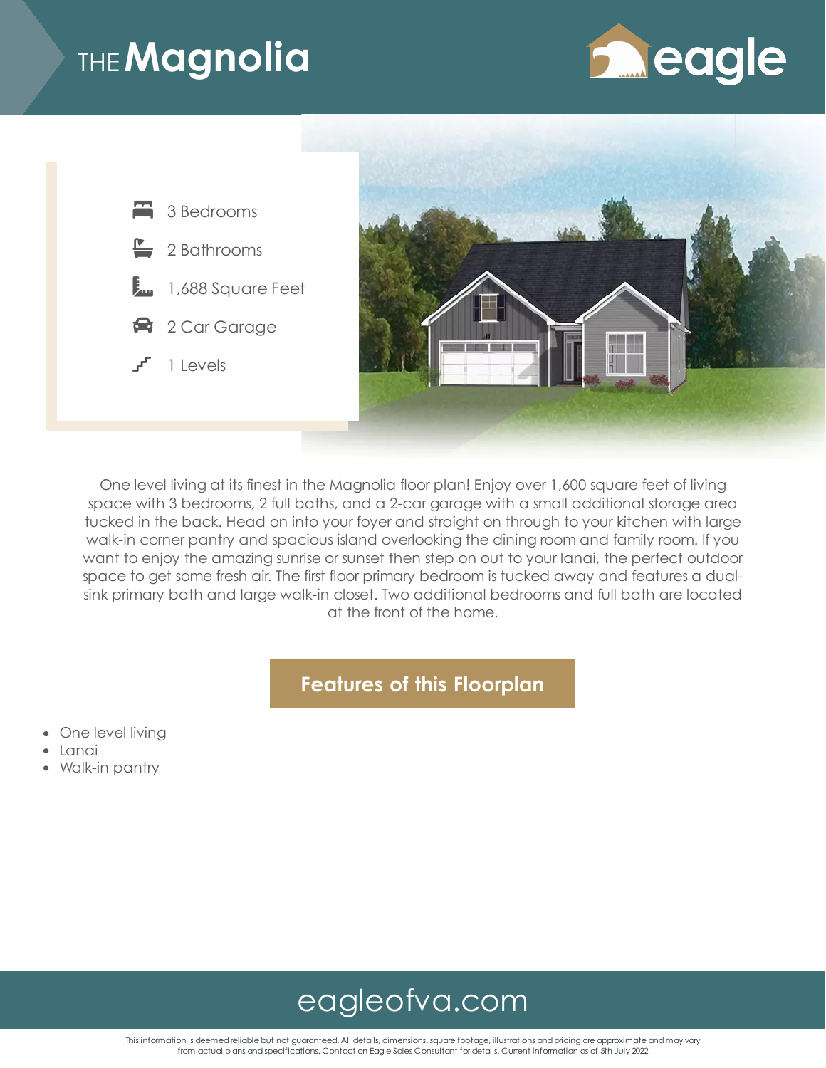# THE Magnolia

eagle

- 3 Bedrooms
- 2 Bathrooms
- 1,688 Square Feet
- 2 Car Garage
- 1 Levels

One level living at its finest in the Magnolia floor plan! Enjoy over 1,600 square feet of living space with 3 bedrooms, 2 full baths, and a 2-car garage with a small additional storage area tucked in the back. Head on into your foyer and straight on through to your kitchen with large walk-in corner pantry and spacious island overlooking the dining room and family room. If you want to enjoy the amazing sunrise or sunset then step on out to your lanai, the perfect outdoor space to get some fresh air. The first floor primary bedroom is tucked away and features a dual-sink primary bath and large walk-in closet. Two additional bedrooms and full bath are located at the front of the home.

## Features of this Floorplan

- One level living
- Lanai
- Walk-in pantry

eagleofva.com

This information is deemed reliable but not guaranteed. All details, dimensions, square footage, illustrations and pricing are approximate and may vary from actual plans and specifications. Contact an Eagle Sales Consultant for details. Current information as of 5th July 2022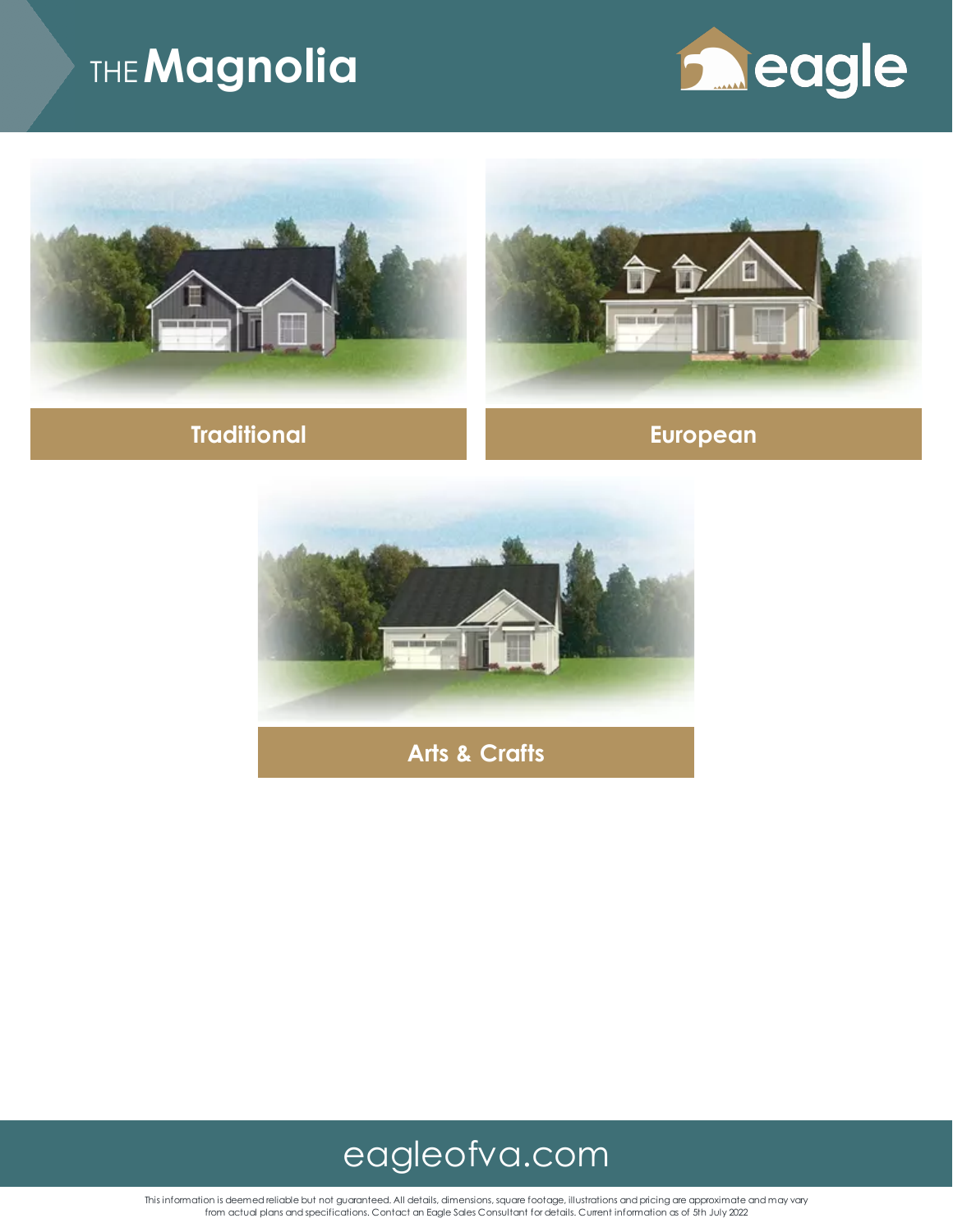# THE Magnolia

eagle

Traditional

European

Arts & Crafts

eagleofva.com

This information is deemed reliable but not guaranteed. All details, dimensions, square footage, illustrations and pricing are approximate and may vary from actual plans and specifications. Contact an Eagle Sales Consultant for details. Current information as of 5th July 2022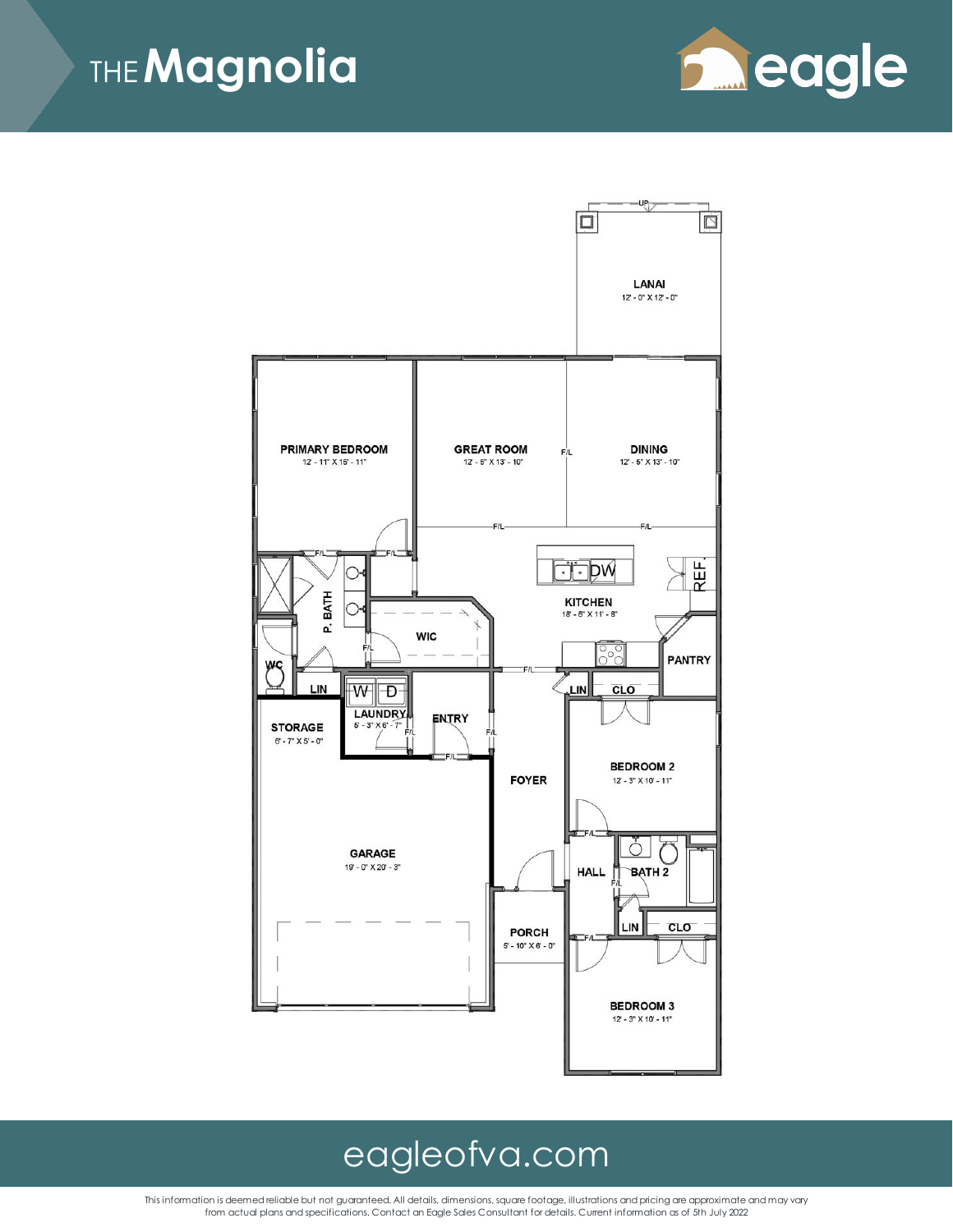# THE Magnolia

eagle

LANAI
12' - 0" X 12' - 0"

PRIMARY BEDROOM
12' - 11" X 15' - 11"

GREAT ROOM
12' - 5" X 13' - 10"

DINING
12' - 5" X 13' - 10"

KITCHEN
18' - 6" X 11' - 8"

P. BATH

WIC

PANTRY

WC

LIN

LAUNDRY
5' - 3" X 6' - 7"

ENTRY

LIN

CLO

STORAGE
6' - 7" X 5' - 0"

FOYER

BEDROOM 2
12' - 3" X 10' - 11"

GARAGE
19' - 0" X 20' - 3"

HALL

BATH 2

LIN

CLO

PORCH
5' - 10" X 6' - 0"

BEDROOM 3
12' - 3" X 10' - 11"

eagleofva.com

This information is deemed reliable but not guaranteed. All details, dimensions, square footage, illustrations and pricing are approximate and may vary from actual plans and specifications. Contact an Eagle Sales Consultant for details. Current information as of 5th July 2022